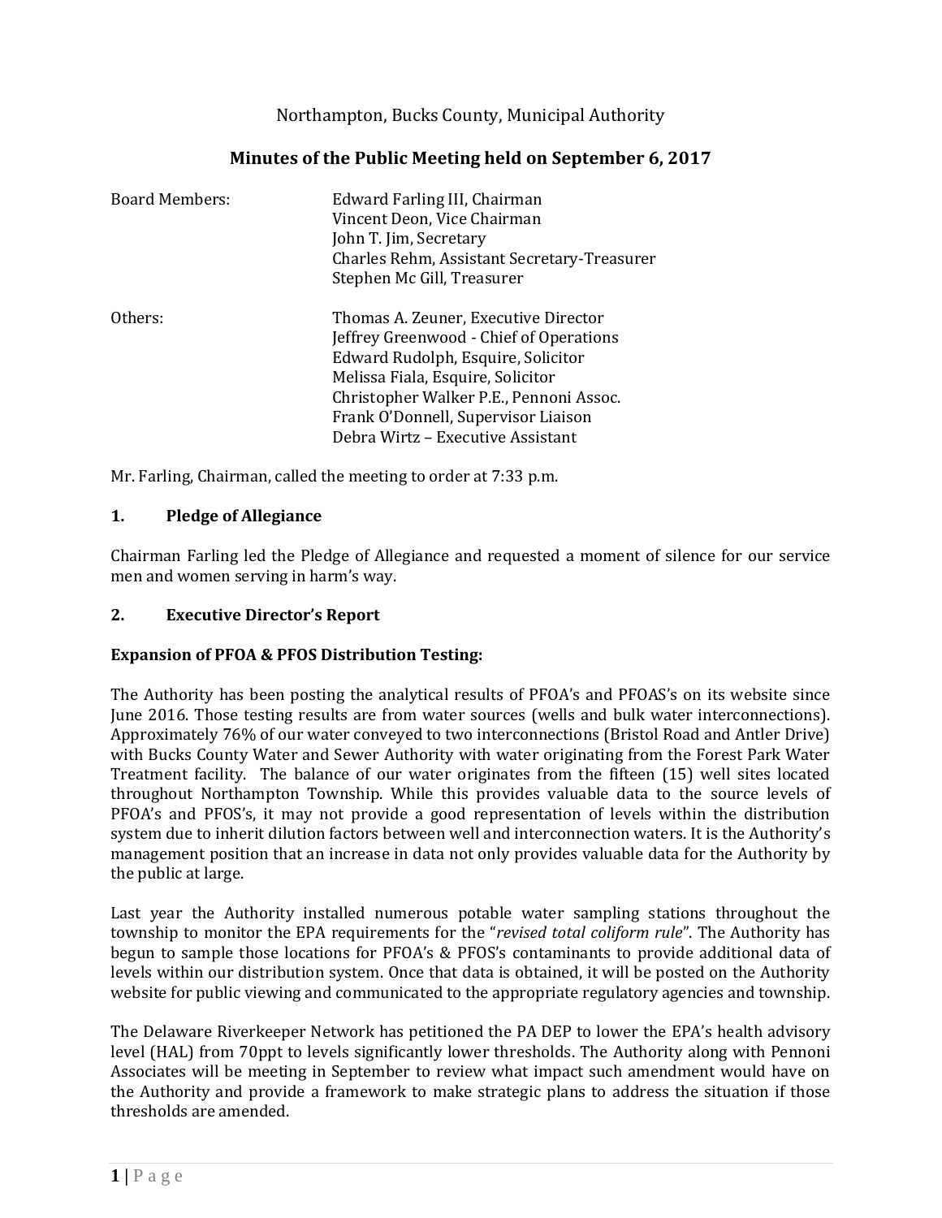Northampton, Bucks County, Municipal Authority

# Minutes of the Public Meeting held on September 6, 2017

| | |
|---|---|
| Board Members: | Edward Farling III, Chairman<br>Vincent Deon, Vice Chairman<br>John T. Jim, Secretary<br>Charles Rehm, Assistant Secretary-Treasurer<br>Stephen Mc Gill, Treasurer |
| Others: | Thomas A. Zeuner, Executive Director<br>Jeffrey Greenwood - Chief of Operations<br>Edward Rudolph, Esquire, Solicitor<br>Melissa Fiala, Esquire, Solicitor<br>Christopher Walker P.E., Pennoni Assoc.<br>Frank O'Donnell, Supervisor Liaison<br>Debra Wirtz – Executive Assistant |

Mr. Farling, Chairman, called the meeting to order at 7:33 p.m.

## 1. Pledge of Allegiance

Chairman Farling led the Pledge of Allegiance and requested a moment of silence for our service men and women serving in harm's way.

## 2. Executive Director's Report

**Expansion of PFOA & PFOS Distribution Testing:**

The Authority has been posting the analytical results of PFOA's and PFOAS's on its website since June 2016. Those testing results are from water sources (wells and bulk water interconnections). Approximately 76% of our water conveyed to two interconnections (Bristol Road and Antler Drive) with Bucks County Water and Sewer Authority with water originating from the Forest Park Water Treatment facility. The balance of our water originates from the fifteen (15) well sites located throughout Northampton Township. While this provides valuable data to the source levels of PFOA's and PFOS's, it may not provide a good representation of levels within the distribution system due to inherit dilution factors between well and interconnection waters. It is the Authority's management position that an increase in data not only provides valuable data for the Authority by the public at large.

Last year the Authority installed numerous potable water sampling stations throughout the township to monitor the EPA requirements for the "*revised total coliform rule*". The Authority has begun to sample those locations for PFOA's & PFOS's contaminants to provide additional data of levels within our distribution system. Once that data is obtained, it will be posted on the Authority website for public viewing and communicated to the appropriate regulatory agencies and township.

The Delaware Riverkeeper Network has petitioned the PA DEP to lower the EPA's health advisory level (HAL) from 70ppt to levels significantly lower thresholds. The Authority along with Pennoni Associates will be meeting in September to review what impact such amendment would have on the Authority and provide a framework to make strategic plans to address the situation if those thresholds are amended.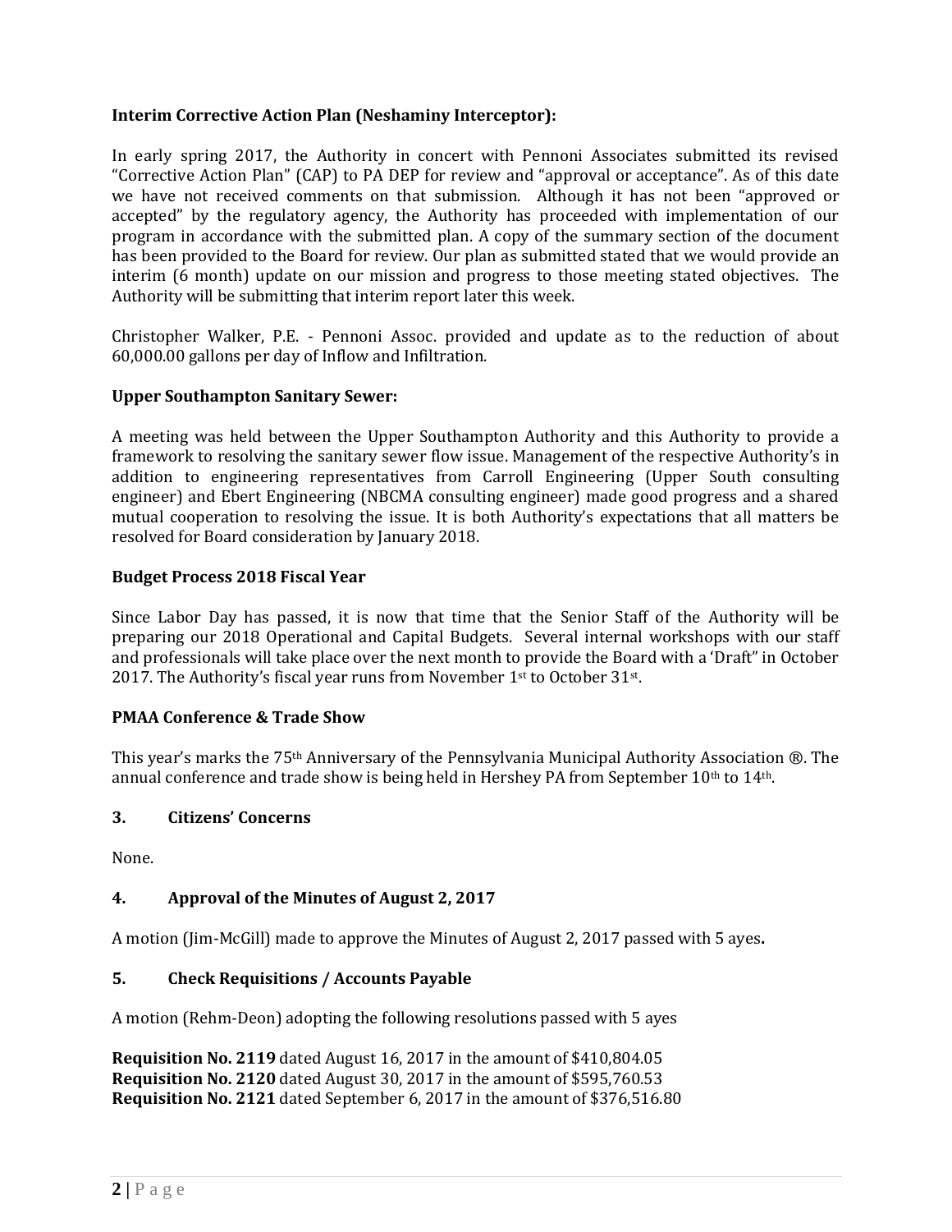**Interim Corrective Action Plan (Neshaminy Interceptor):**

In early spring 2017, the Authority in concert with Pennoni Associates submitted its revised "Corrective Action Plan" (CAP) to PA DEP for review and "approval or acceptance". As of this date we have not received comments on that submission. Although it has not been "approved or accepted" by the regulatory agency, the Authority has proceeded with implementation of our program in accordance with the submitted plan. A copy of the summary section of the document has been provided to the Board for review. Our plan as submitted stated that we would provide an interim (6 month) update on our mission and progress to those meeting stated objectives. The Authority will be submitting that interim report later this week.

Christopher Walker, P.E. - Pennoni Assoc. provided and update as to the reduction of about 60,000.00 gallons per day of Inflow and Infiltration.

**Upper Southampton Sanitary Sewer:**

A meeting was held between the Upper Southampton Authority and this Authority to provide a framework to resolving the sanitary sewer flow issue. Management of the respective Authority's in addition to engineering representatives from Carroll Engineering (Upper South consulting engineer) and Ebert Engineering (NBCMA consulting engineer) made good progress and a shared mutual cooperation to resolving the issue. It is both Authority's expectations that all matters be resolved for Board consideration by January 2018.

**Budget Process 2018 Fiscal Year**

Since Labor Day has passed, it is now that time that the Senior Staff of the Authority will be preparing our 2018 Operational and Capital Budgets. Several internal workshops with our staff and professionals will take place over the next month to provide the Board with a 'Draft" in October 2017. The Authority's fiscal year runs from November 1st to October 31st.

**PMAA Conference & Trade Show**

This year's marks the 75th Anniversary of the Pennsylvania Municipal Authority Association ®. The annual conference and trade show is being held in Hershey PA from September 10th to 14th.

## 3. Citizens' Concerns

None.

## 4. Approval of the Minutes of August 2, 2017

A motion (Jim-McGill) made to approve the Minutes of August 2, 2017 passed with 5 ayes**.**

## 5. Check Requisitions / Accounts Payable

A motion (Rehm-Deon) adopting the following resolutions passed with 5 ayes

**Requisition No. 2119** dated August 16, 2017 in the amount of $410,804.05
**Requisition No. 2120** dated August 30, 2017 in the amount of $595,760.53
**Requisition No. 2121** dated September 6, 2017 in the amount of $376,516.80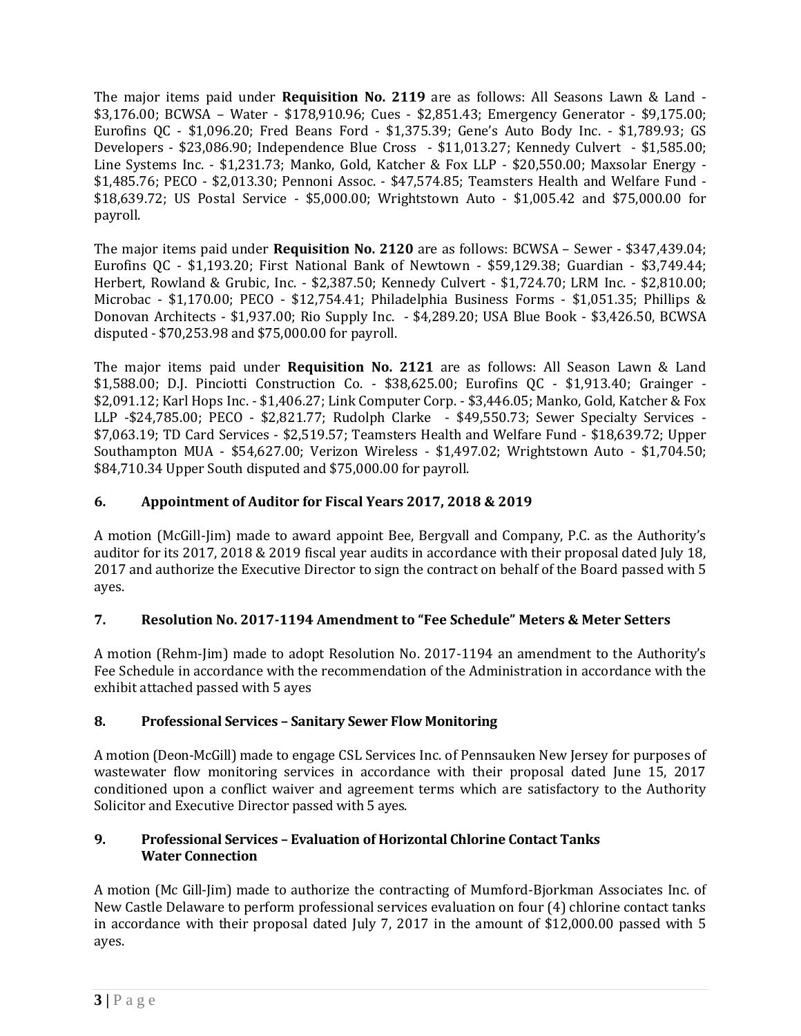The major items paid under **Requisition No. 2119** are as follows: All Seasons Lawn & Land - $3,176.00; BCWSA – Water - $178,910.96; Cues - $2,851.43; Emergency Generator - $9,175.00; Eurofins QC - $1,096.20; Fred Beans Ford - $1,375.39; Gene's Auto Body Inc. - $1,789.93; GS Developers - $23,086.90; Independence Blue Cross - $11,013.27; Kennedy Culvert - $1,585.00; Line Systems Inc. - $1,231.73; Manko, Gold, Katcher & Fox LLP - $20,550.00; Maxsolar Energy - $1,485.76; PECO - $2,013.30; Pennoni Assoc. - $47,574.85; Teamsters Health and Welfare Fund - $18,639.72; US Postal Service - $5,000.00; Wrightstown Auto - $1,005.42 and $75,000.00 for payroll.

The major items paid under **Requisition No. 2120** are as follows: BCWSA – Sewer - $347,439.04; Eurofins QC - $1,193.20; First National Bank of Newtown - $59,129.38; Guardian - $3,749.44; Herbert, Rowland & Grubic, Inc. - $2,387.50; Kennedy Culvert - $1,724.70; LRM Inc. - $2,810.00; Microbac - $1,170.00; PECO - $12,754.41; Philadelphia Business Forms - $1,051.35; Phillips & Donovan Architects - $1,937.00; Rio Supply Inc. - $4,289.20; USA Blue Book - $3,426.50, BCWSA disputed - $70,253.98 and $75,000.00 for payroll.

The major items paid under **Requisition No. 2121** are as follows: All Season Lawn & Land $1,588.00; D.J. Pinciotti Construction Co. - $38,625.00; Eurofins QC - $1,913.40; Grainger - $2,091.12; Karl Hops Inc. - $1,406.27; Link Computer Corp. - $3,446.05; Manko, Gold, Katcher & Fox LLP -$24,785.00; PECO - $2,821.77; Rudolph Clarke - $49,550.73; Sewer Specialty Services - $7,063.19; TD Card Services - $2,519.57; Teamsters Health and Welfare Fund - $18,639.72; Upper Southampton MUA - $54,627.00; Verizon Wireless - $1,497.02; Wrightstown Auto - $1,704.50; $84,710.34 Upper South disputed and $75,000.00 for payroll.

### 6. Appointment of Auditor for Fiscal Years 2017, 2018 & 2019

A motion (McGill-Jim) made to award appoint Bee, Bergvall and Company, P.C. as the Authority's auditor for its 2017, 2018 & 2019 fiscal year audits in accordance with their proposal dated July 18, 2017 and authorize the Executive Director to sign the contract on behalf of the Board passed with 5 ayes.

### 7. Resolution No. 2017-1194 Amendment to "Fee Schedule" Meters & Meter Setters

A motion (Rehm-Jim) made to adopt Resolution No. 2017-1194 an amendment to the Authority's Fee Schedule in accordance with the recommendation of the Administration in accordance with the exhibit attached passed with 5 ayes

### 8. Professional Services – Sanitary Sewer Flow Monitoring

A motion (Deon-McGill) made to engage CSL Services Inc. of Pennsauken New Jersey for purposes of wastewater flow monitoring services in accordance with their proposal dated June 15, 2017 conditioned upon a conflict waiver and agreement terms which are satisfactory to the Authority Solicitor and Executive Director passed with 5 ayes.

### 9. Professional Services – Evaluation of Horizontal Chlorine Contact Tanks Water Connection

A motion (Mc Gill-Jim) made to authorize the contracting of Mumford-Bjorkman Associates Inc. of New Castle Delaware to perform professional services evaluation on four (4) chlorine contact tanks in accordance with their proposal dated July 7, 2017 in the amount of $12,000.00 passed with 5 ayes.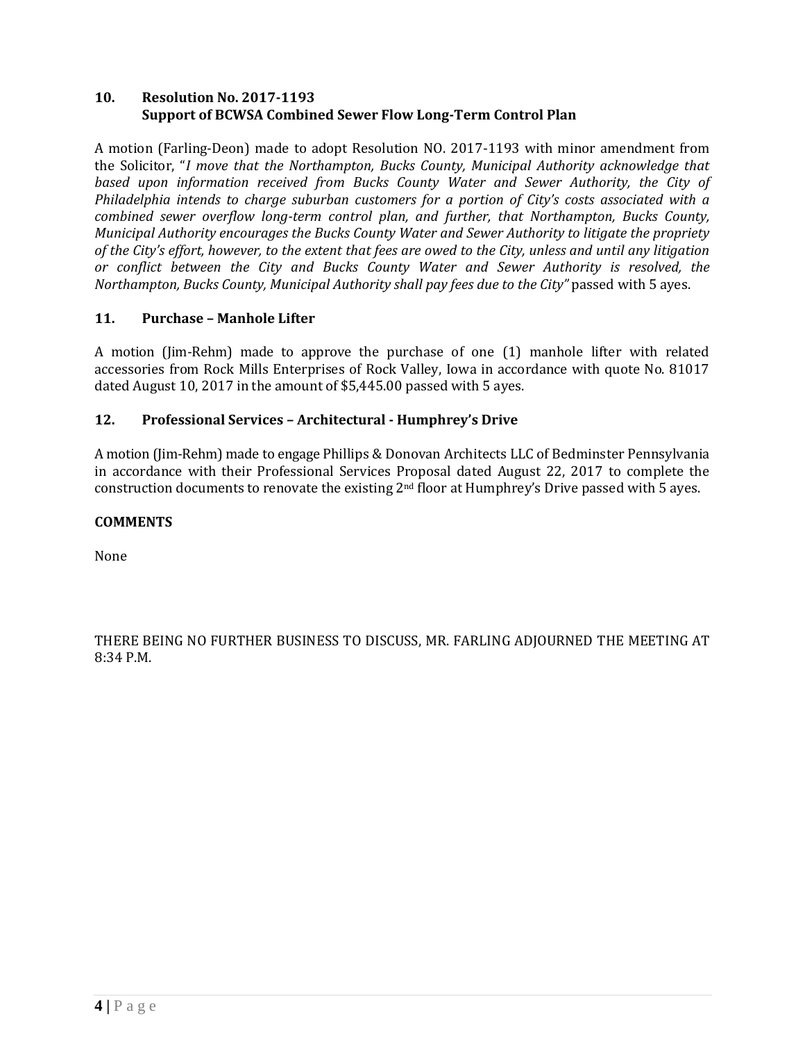**10. Resolution No. 2017-1193**
**Support of BCWSA Combined Sewer Flow Long-Term Control Plan**

A motion (Farling-Deon) made to adopt Resolution NO. 2017-1193 with minor amendment from the Solicitor, "*I move that the Northampton, Bucks County, Municipal Authority acknowledge that based upon information received from Bucks County Water and Sewer Authority, the City of Philadelphia intends to charge suburban customers for a portion of City's costs associated with a combined sewer overflow long-term control plan, and further, that Northampton, Bucks County, Municipal Authority encourages the Bucks County Water and Sewer Authority to litigate the propriety of the City's effort, however, to the extent that fees are owed to the City, unless and until any litigation or conflict between the City and Bucks County Water and Sewer Authority is resolved, the Northampton, Bucks County, Municipal Authority shall pay fees due to the City"* passed with 5 ayes.

**11. Purchase – Manhole Lifter**

A motion (Jim-Rehm) made to approve the purchase of one (1) manhole lifter with related accessories from Rock Mills Enterprises of Rock Valley, Iowa in accordance with quote No. 81017 dated August 10, 2017 in the amount of $5,445.00 passed with 5 ayes.

**12. Professional Services – Architectural - Humphrey's Drive**

A motion (Jim-Rehm) made to engage Phillips & Donovan Architects LLC of Bedminster Pennsylvania in accordance with their Professional Services Proposal dated August 22, 2017 to complete the construction documents to renovate the existing 2nd floor at Humphrey's Drive passed with 5 ayes.

**COMMENTS**

None

THERE BEING NO FURTHER BUSINESS TO DISCUSS, MR. FARLING ADJOURNED THE MEETING AT 8:34 P.M.